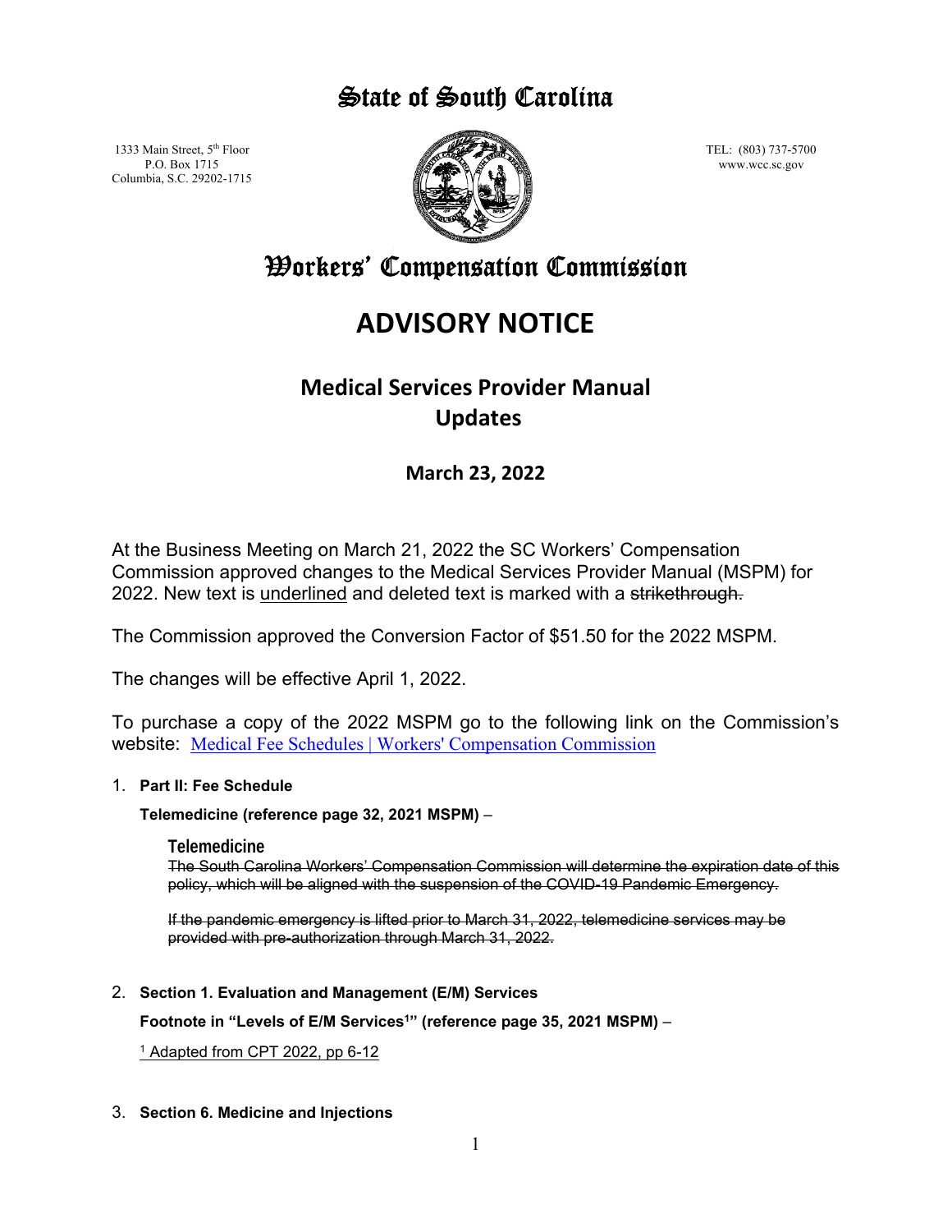# State of South Carolina

1333 Main Street, 5th Floor
P.O. Box 1715
Columbia, S.C. 29202-1715

TEL: (803) 737-5700
www.wcc.sc.gov

# Workers' Compensation Commission

# ADVISORY NOTICE

## Medical Services Provider Manual Updates

### March 23, 2022

At the Business Meeting on March 21, 2022 the SC Workers' Compensation Commission approved changes to the Medical Services Provider Manual (MSPM) for 2022. New text is <u>underlined</u> and deleted text is marked with a ~~strikethrough.~~

The Commission approved the Conversion Factor of $51.50 for the 2022 MSPM.

The changes will be effective April 1, 2022.

To purchase a copy of the 2022 MSPM go to the following link on the Commission's website: [Medical Fee Schedules | Workers' Compensation Commission]()

1. **Part II: Fee Schedule**

   **Telemedicine (reference page 32, 2021 MSPM)** –

   **Telemedicine**

   ~~The South Carolina Workers' Compensation Commission will determine the expiration date of this policy, which will be aligned with the suspension of the COVID-19 Pandemic Emergency.~~

   ~~If the pandemic emergency is lifted prior to March 31, 2022, telemedicine services may be provided with pre-authorization through March 31, 2022.~~

2. **Section 1. Evaluation and Management (E/M) Services**

   **Footnote in "Levels of E/M Services[1]" (reference page 35, 2021 MSPM)** –

   <u>[1] Adapted from CPT 2022, pp 6-12</u>

3. **Section 6. Medicine and Injections**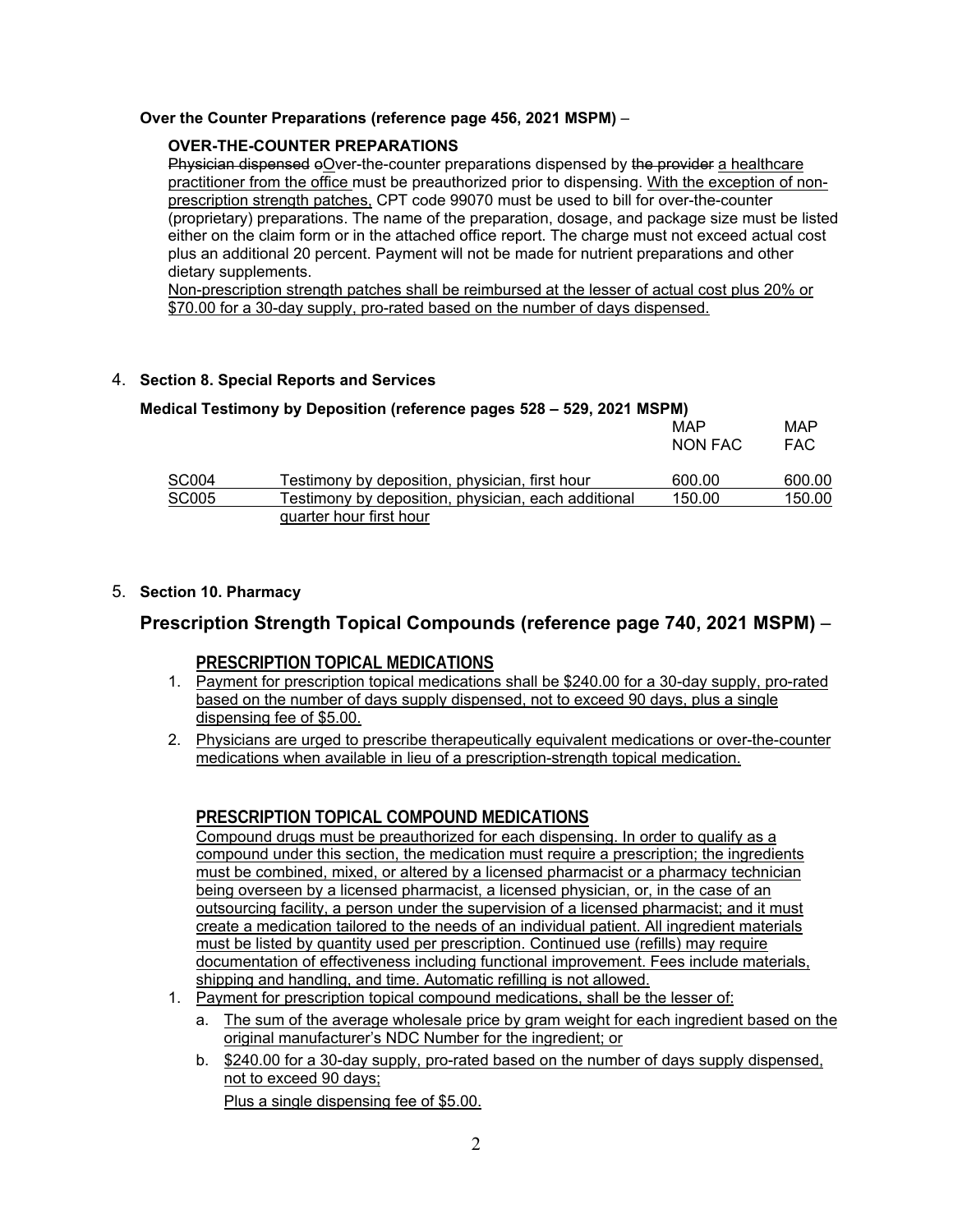**Over the Counter Preparations (reference page 456, 2021 MSPM)** –

**OVER-THE-COUNTER PREPARATIONS**

~~Physician dispensed o~~Over-the-counter preparations dispensed by ~~the provider~~ a healthcare practitioner from the office must be preauthorized prior to dispensing. With the exception of non-prescription strength patches, CPT code 99070 must be used to bill for over-the-counter (proprietary) preparations. The name of the preparation, dosage, and package size must be listed either on the claim form or in the attached office report. The charge must not exceed actual cost plus an additional 20 percent. Payment will not be made for nutrient preparations and other dietary supplements.

Non-prescription strength patches shall be reimbursed at the lesser of actual cost plus 20% or $70.00 for a 30-day supply, pro-rated based on the number of days dispensed.

4. **Section 8. Special Reports and Services**

**Medical Testimony by Deposition (reference pages 528 – 529, 2021 MSPM)**

| | | MAP NON FAC | MAP FAC |
|---|---|---|---|
| SC004 | Testimony by deposition, physician, first hour | 600.00 | 600.00 |
| SC005 | Testimony by deposition, physician, each additional quarter hour first hour | 150.00 | 150.00 |

5. **Section 10. Pharmacy**

## Prescription Strength Topical Compounds (reference page 740, 2021 MSPM) –

### PRESCRIPTION TOPICAL MEDICATIONS

1. Payment for prescription topical medications shall be $240.00 for a 30-day supply, pro-rated based on the number of days supply dispensed, not to exceed 90 days, plus a single dispensing fee of $5.00.
2. Physicians are urged to prescribe therapeutically equivalent medications or over-the-counter medications when available in lieu of a prescription-strength topical medication.

### PRESCRIPTION TOPICAL COMPOUND MEDICATIONS

Compound drugs must be preauthorized for each dispensing. In order to qualify as a compound under this section, the medication must require a prescription; the ingredients must be combined, mixed, or altered by a licensed pharmacist or a pharmacy technician being overseen by a licensed pharmacist, a licensed physician, or, in the case of an outsourcing facility, a person under the supervision of a licensed pharmacist; and it must create a medication tailored to the needs of an individual patient. All ingredient materials must be listed by quantity used per prescription. Continued use (refills) may require documentation of effectiveness including functional improvement. Fees include materials, shipping and handling, and time. Automatic refilling is not allowed.

1. Payment for prescription topical compound medications, shall be the lesser of:
   a. The sum of the average wholesale price by gram weight for each ingredient based on the original manufacturer's NDC Number for the ingredient; or
   b. $240.00 for a 30-day supply, pro-rated based on the number of days supply dispensed, not to exceed 90 days;

   Plus a single dispensing fee of $5.00.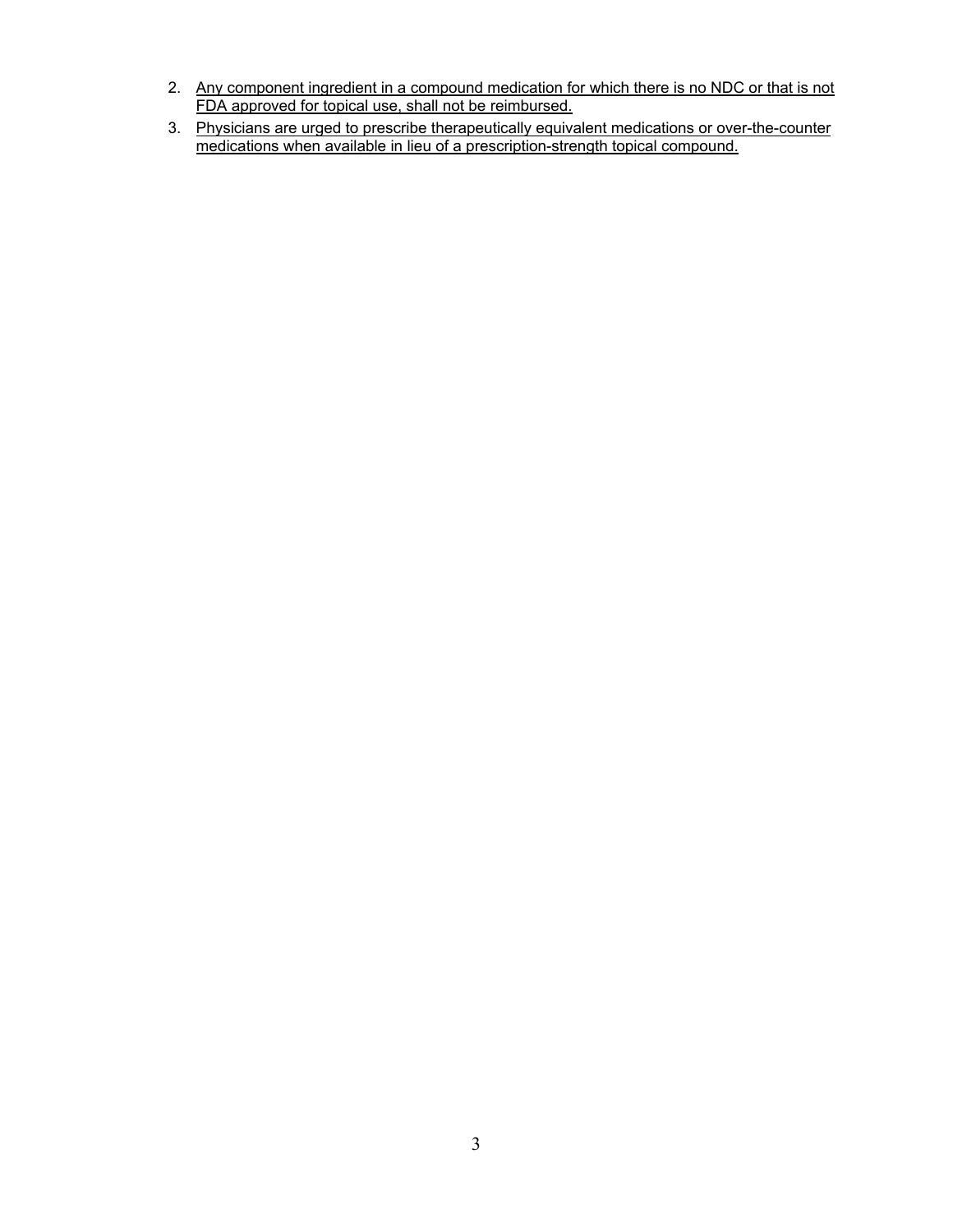2. Any component ingredient in a compound medication for which there is no NDC or that is not FDA approved for topical use, shall not be reimbursed.
3. Physicians are urged to prescribe therapeutically equivalent medications or over-the-counter medications when available in lieu of a prescription-strength topical compound.